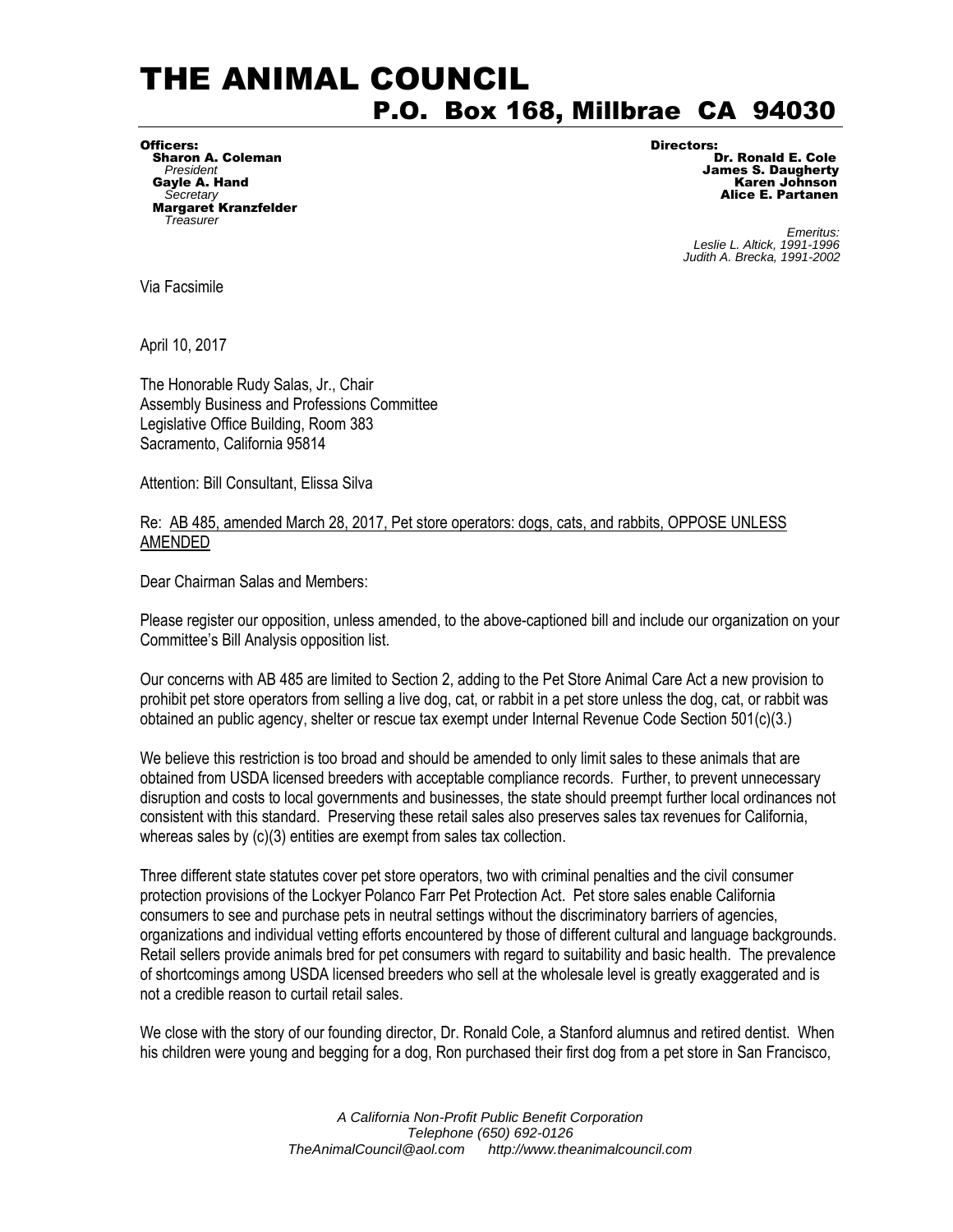# THE ANIMAL COUNCIL

## P.O. Box 168, Millbrae CA 94030

**Officers:**
**Sharon A. Coleman**
*President*
**Gayle A. Hand**
*Secretary*
**Margaret Kranzfelder**
*Treasurer*

**Directors:**
**Dr. Ronald E. Cole**
**James S. Daugherty**
**Karen Johnson**
**Alice E. Partanen**

*Emeritus:*
*Leslie L. Altick, 1991-1996*
*Judith A. Brecka, 1991-2002*

Via Facsimile

April 10, 2017

The Honorable Rudy Salas, Jr., Chair
Assembly Business and Professions Committee
Legislative Office Building, Room 383
Sacramento, California 95814

Attention: Bill Consultant, Elissa Silva

Re: <u>AB 485, amended March 28, 2017, Pet store operators: dogs, cats, and rabbits, OPPOSE UNLESS AMENDED</u>

Dear Chairman Salas and Members:

Please register our opposition, unless amended, to the above-captioned bill and include our organization on your Committee's Bill Analysis opposition list.

Our concerns with AB 485 are limited to Section 2, adding to the Pet Store Animal Care Act a new provision to prohibit pet store operators from selling a live dog, cat, or rabbit in a pet store unless the dog, cat, or rabbit was obtained an public agency, shelter or rescue tax exempt under Internal Revenue Code Section 501(c)(3.)

We believe this restriction is too broad and should be amended to only limit sales to these animals that are obtained from USDA licensed breeders with acceptable compliance records. Further, to prevent unnecessary disruption and costs to local governments and businesses, the state should preempt further local ordinances not consistent with this standard. Preserving these retail sales also preserves sales tax revenues for California, whereas sales by (c)(3) entities are exempt from sales tax collection.

Three different state statutes cover pet store operators, two with criminal penalties and the civil consumer protection provisions of the Lockyer Polanco Farr Pet Protection Act. Pet store sales enable California consumers to see and purchase pets in neutral settings without the discriminatory barriers of agencies, organizations and individual vetting efforts encountered by those of different cultural and language backgrounds. Retail sellers provide animals bred for pet consumers with regard to suitability and basic health. The prevalence of shortcomings among USDA licensed breeders who sell at the wholesale level is greatly exaggerated and is not a credible reason to curtail retail sales.

We close with the story of our founding director, Dr. Ronald Cole, a Stanford alumnus and retired dentist. When his children were young and begging for a dog, Ron purchased their first dog from a pet store in San Francisco,

*A California Non-Profit Public Benefit Corporation*
*Telephone (650) 692-0126*
*TheAnimalCouncil@aol.com http://www.theanimalcouncil.com*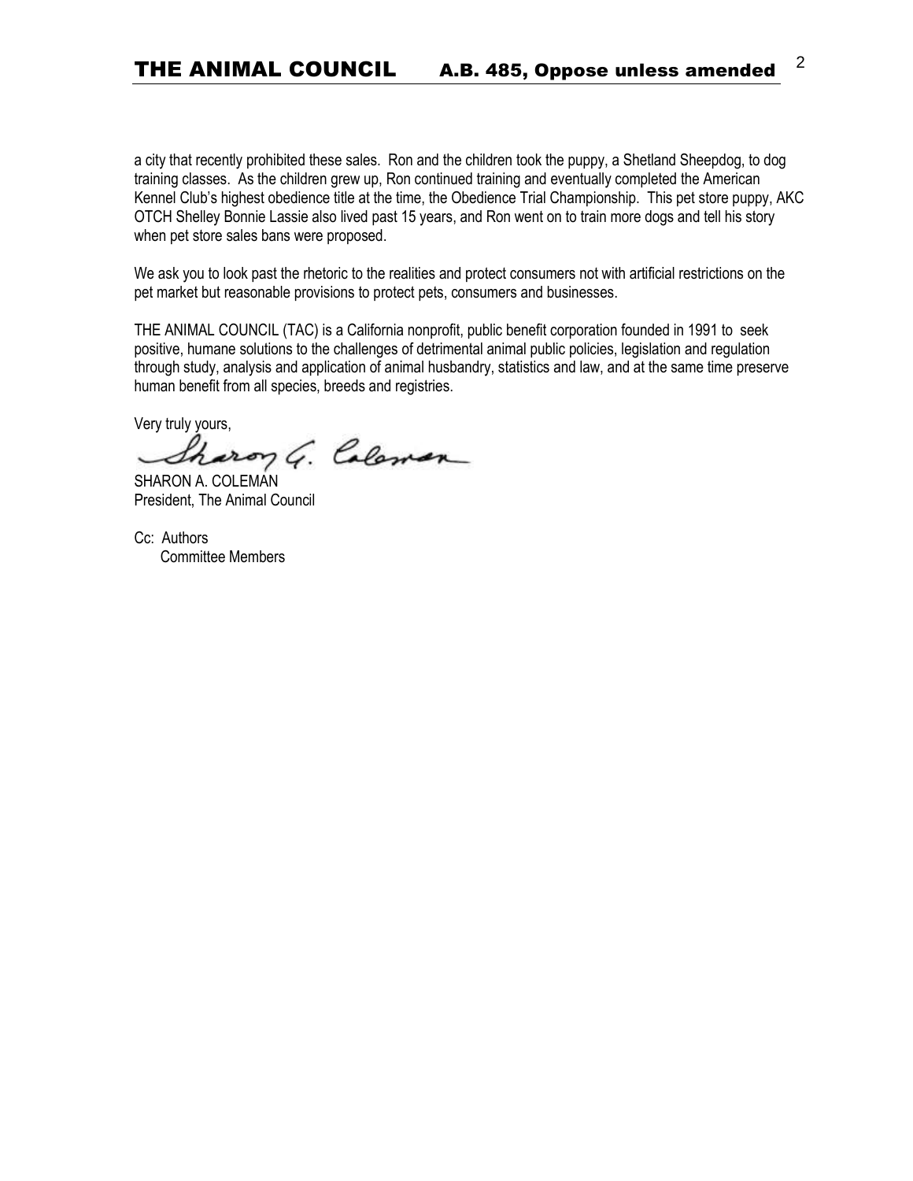a city that recently prohibited these sales. Ron and the children took the puppy, a Shetland Sheepdog, to dog training classes. As the children grew up, Ron continued training and eventually completed the American Kennel Club's highest obedience title at the time, the Obedience Trial Championship. This pet store puppy, AKC OTCH Shelley Bonnie Lassie also lived past 15 years, and Ron went on to train more dogs and tell his story when pet store sales bans were proposed.

We ask you to look past the rhetoric to the realities and protect consumers not with artificial restrictions on the pet market but reasonable provisions to protect pets, consumers and businesses.

THE ANIMAL COUNCIL (TAC) is a California nonprofit, public benefit corporation founded in 1991 to seek positive, humane solutions to the challenges of detrimental animal public policies, legislation and regulation through study, analysis and application of animal husbandry, statistics and law, and at the same time preserve human benefit from all species, breeds and registries.

Very truly yours,

Sharon G. Coleman

SHARON A. COLEMAN
President, The Animal Council

Cc: Authors
Committee Members